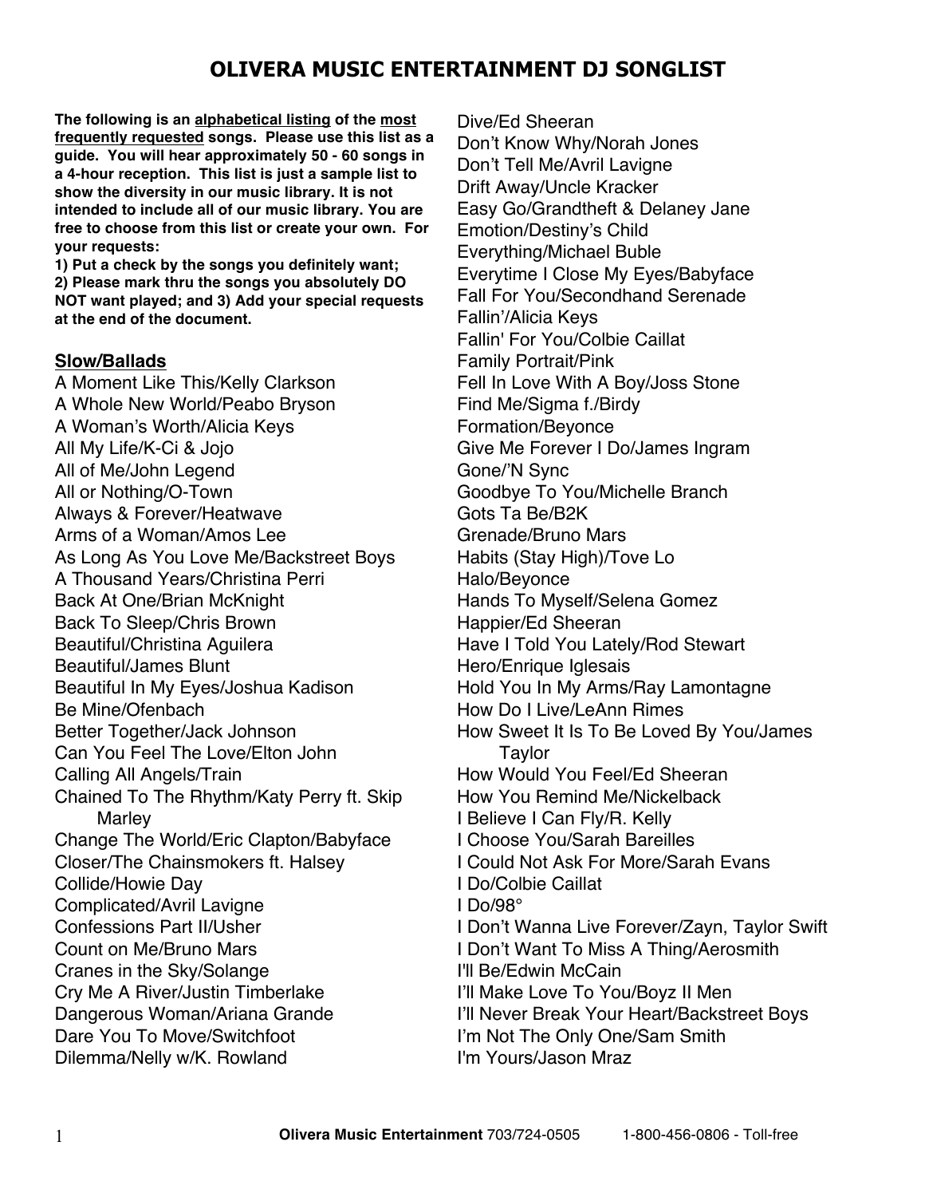# OLIVERA MUSIC ENTERTAINMENT DJ SONGLIST

**The following is an alphabetical listing of the most frequently requested songs. Please use this list as a guide. You will hear approximately 50 - 60 songs in a 4-hour reception. This list is just a sample list to show the diversity in our music library. It is not intended to include all of our music library. You are free to choose from this list or create your own. For your requests:**
**1) Put a check by the songs you definitely want;**
**2) Please mark thru the songs you absolutely DO NOT want played; and 3) Add your special requests at the end of the document.**

## Slow/Ballads

A Moment Like This/Kelly Clarkson
A Whole New World/Peabo Bryson
A Woman's Worth/Alicia Keys
All My Life/K-Ci & Jojo
All of Me/John Legend
All or Nothing/O-Town
Always & Forever/Heatwave
Arms of a Woman/Amos Lee
As Long As You Love Me/Backstreet Boys
A Thousand Years/Christina Perri
Back At One/Brian McKnight
Back To Sleep/Chris Brown
Beautiful/Christina Aguilera
Beautiful/James Blunt
Beautiful In My Eyes/Joshua Kadison
Be Mine/Ofenbach
Better Together/Jack Johnson
Can You Feel The Love/Elton John
Calling All Angels/Train
Chained To The Rhythm/Katy Perry ft. Skip Marley
Change The World/Eric Clapton/Babyface
Closer/The Chainsmokers ft. Halsey
Collide/Howie Day
Complicated/Avril Lavigne
Confessions Part II/Usher
Count on Me/Bruno Mars
Cranes in the Sky/Solange
Cry Me A River/Justin Timberlake
Dangerous Woman/Ariana Grande
Dare You To Move/Switchfoot
Dilemma/Nelly w/K. Rowland
Dive/Ed Sheeran
Don't Know Why/Norah Jones
Don't Tell Me/Avril Lavigne
Drift Away/Uncle Kracker
Easy Go/Grandtheft & Delaney Jane
Emotion/Destiny's Child
Everything/Michael Buble
Everytime I Close My Eyes/Babyface
Fall For You/Secondhand Serenade
Fallin'/Alicia Keys
Fallin' For You/Colbie Caillat
Family Portrait/Pink
Fell In Love With A Boy/Joss Stone
Find Me/Sigma f./Birdy
Formation/Beyonce
Give Me Forever I Do/James Ingram
Gone/'N Sync
Goodbye To You/Michelle Branch
Gots Ta Be/B2K
Grenade/Bruno Mars
Habits (Stay High)/Tove Lo
Halo/Beyonce
Hands To Myself/Selena Gomez
Happier/Ed Sheeran
Have I Told You Lately/Rod Stewart
Hero/Enrique Iglesais
Hold You In My Arms/Ray Lamontagne
How Do I Live/LeAnn Rimes
How Sweet It Is To Be Loved By You/James Taylor
How Would You Feel/Ed Sheeran
How You Remind Me/Nickelback
I Believe I Can Fly/R. Kelly
I Choose You/Sarah Bareilles
I Could Not Ask For More/Sarah Evans
I Do/Colbie Caillat
I Do/98°
I Don't Wanna Live Forever/Zayn, Taylor Swift
I Don't Want To Miss A Thing/Aerosmith
I'll Be/Edwin McCain
I'll Make Love To You/Boyz II Men
I'll Never Break Your Heart/Backstreet Boys
I'm Not The Only One/Sam Smith
I'm Yours/Jason Mraz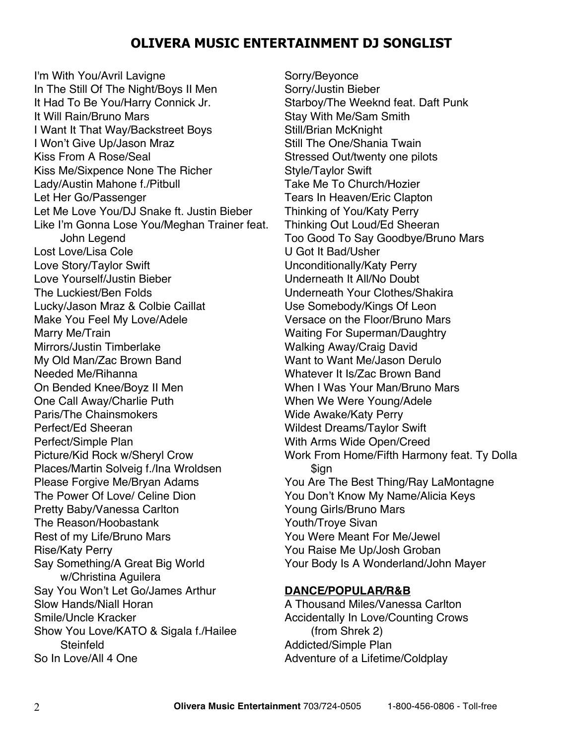## OLIVERA MUSIC ENTERTAINMENT DJ SONGLIST

I'm With You/Avril Lavigne
In The Still Of The Night/Boys II Men
It Had To Be You/Harry Connick Jr.
It Will Rain/Bruno Mars
I Want It That Way/Backstreet Boys
I Won't Give Up/Jason Mraz
Kiss From A Rose/Seal
Kiss Me/Sixpence None The Richer
Lady/Austin Mahone f./Pitbull
Let Her Go/Passenger
Let Me Love You/DJ Snake ft. Justin Bieber
Like I'm Gonna Lose You/Meghan Trainer feat. John Legend
Lost Love/Lisa Cole
Love Story/Taylor Swift
Love Yourself/Justin Bieber
The Luckiest/Ben Folds
Lucky/Jason Mraz & Colbie Caillat
Make You Feel My Love/Adele
Marry Me/Train
Mirrors/Justin Timberlake
My Old Man/Zac Brown Band
Needed Me/Rihanna
On Bended Knee/Boyz II Men
One Call Away/Charlie Puth
Paris/The Chainsmokers
Perfect/Ed Sheeran
Perfect/Simple Plan
Picture/Kid Rock w/Sheryl Crow
Places/Martin Solveig f./Ina Wroldsen
Please Forgive Me/Bryan Adams
The Power Of Love/ Celine Dion
Pretty Baby/Vanessa Carlton
The Reason/Hoobastank
Rest of my Life/Bruno Mars
Rise/Katy Perry
Say Something/A Great Big World w/Christina Aguilera
Say You Won't Let Go/James Arthur
Slow Hands/Niall Horan
Smile/Uncle Kracker
Show You Love/KATO & Sigala f./Hailee Steinfeld
So In Love/All 4 One
Sorry/Beyonce
Sorry/Justin Bieber
Starboy/The Weeknd feat. Daft Punk
Stay With Me/Sam Smith
Still/Brian McKnight
Still The One/Shania Twain
Stressed Out/twenty one pilots
Style/Taylor Swift
Take Me To Church/Hozier
Tears In Heaven/Eric Clapton
Thinking of You/Katy Perry
Thinking Out Loud/Ed Sheeran
Too Good To Say Goodbye/Bruno Mars
U Got It Bad/Usher
Unconditionally/Katy Perry
Underneath It All/No Doubt
Underneath Your Clothes/Shakira
Use Somebody/Kings Of Leon
Versace on the Floor/Bruno Mars
Waiting For Superman/Daughtry
Walking Away/Craig David
Want to Want Me/Jason Derulo
Whatever It Is/Zac Brown Band
When I Was Your Man/Bruno Mars
When We Were Young/Adele
Wide Awake/Katy Perry
Wildest Dreams/Taylor Swift
With Arms Wide Open/Creed
Work From Home/Fifth Harmony feat. Ty Dolla $ign
You Are The Best Thing/Ray LaMontagne
You Don't Know My Name/Alicia Keys
Young Girls/Bruno Mars
Youth/Troye Sivan
You Were Meant For Me/Jewel
You Raise Me Up/Josh Groban
Your Body Is A Wonderland/John Mayer

**DANCE/POPULAR/R&B**

A Thousand Miles/Vanessa Carlton
Accidentally In Love/Counting Crows (from Shrek 2)
Addicted/Simple Plan
Adventure of a Lifetime/Coldplay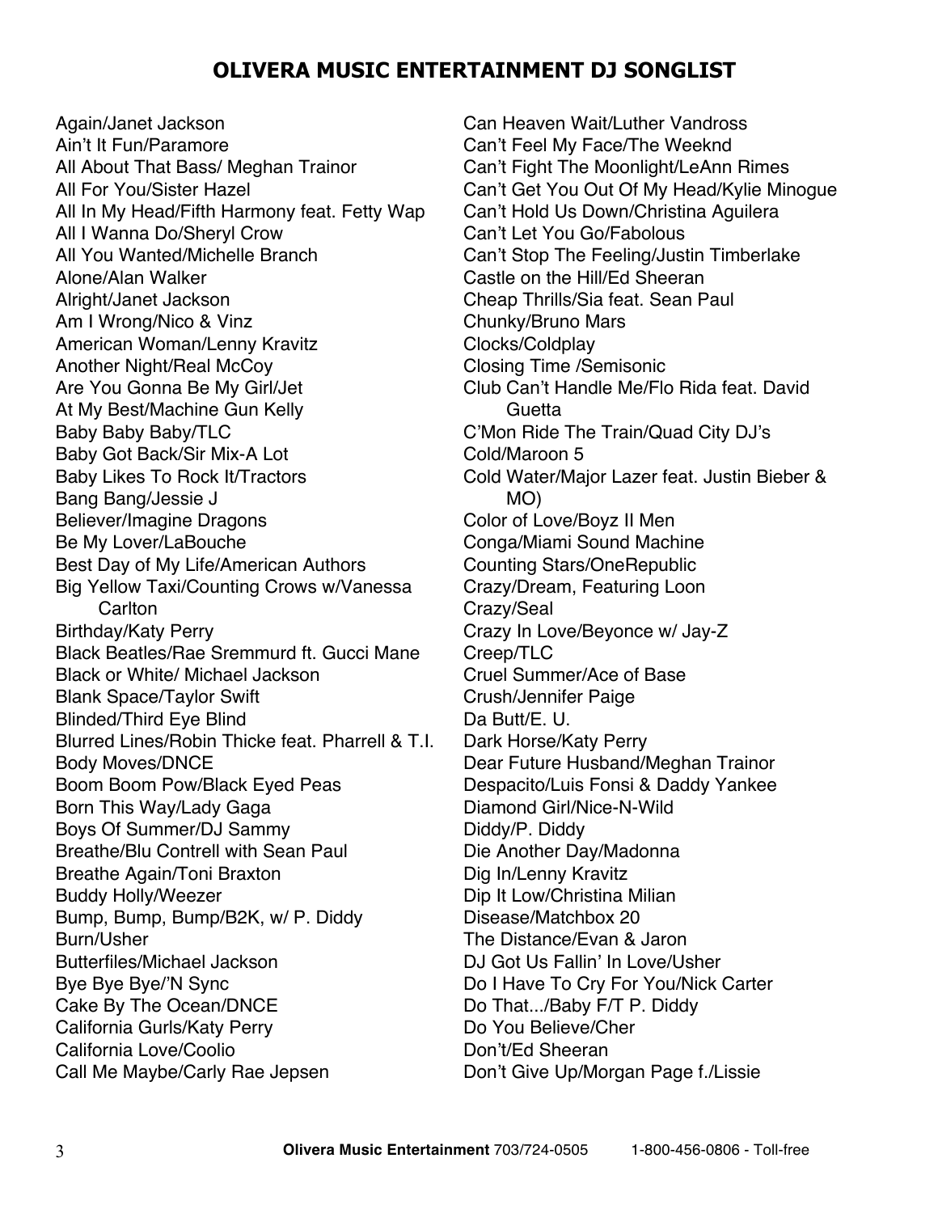## OLIVERA MUSIC ENTERTAINMENT DJ SONGLIST

Again/Janet Jackson
Ain't It Fun/Paramore
All About That Bass/ Meghan Trainor
All For You/Sister Hazel
All In My Head/Fifth Harmony feat. Fetty Wap
All I Wanna Do/Sheryl Crow
All You Wanted/Michelle Branch
Alone/Alan Walker
Alright/Janet Jackson
Am I Wrong/Nico & Vinz
American Woman/Lenny Kravitz
Another Night/Real McCoy
Are You Gonna Be My Girl/Jet
At My Best/Machine Gun Kelly
Baby Baby Baby/TLC
Baby Got Back/Sir Mix-A Lot
Baby Likes To Rock It/Tractors
Bang Bang/Jessie J
Believer/Imagine Dragons
Be My Lover/LaBouche
Best Day of My Life/American Authors
Big Yellow Taxi/Counting Crows w/Vanessa Carlton
Birthday/Katy Perry
Black Beatles/Rae Sremmurd ft. Gucci Mane
Black or White/ Michael Jackson
Blank Space/Taylor Swift
Blinded/Third Eye Blind
Blurred Lines/Robin Thicke feat. Pharrell & T.I.
Body Moves/DNCE
Boom Boom Pow/Black Eyed Peas
Born This Way/Lady Gaga
Boys Of Summer/DJ Sammy
Breathe/Blu Contrell with Sean Paul
Breathe Again/Toni Braxton
Buddy Holly/Weezer
Bump, Bump, Bump/B2K, w/ P. Diddy
Burn/Usher
Butterfiles/Michael Jackson
Bye Bye Bye/'N Sync
Cake By The Ocean/DNCE
California Gurls/Katy Perry
California Love/Coolio
Call Me Maybe/Carly Rae Jepsen
Can Heaven Wait/Luther Vandross
Can't Feel My Face/The Weeknd
Can't Fight The Moonlight/LeAnn Rimes
Can't Get You Out Of My Head/Kylie Minogue
Can't Hold Us Down/Christina Aguilera
Can't Let You Go/Fabolous
Can't Stop The Feeling/Justin Timberlake
Castle on the Hill/Ed Sheeran
Cheap Thrills/Sia feat. Sean Paul
Chunky/Bruno Mars
Clocks/Coldplay
Closing Time /Semisonic
Club Can't Handle Me/Flo Rida feat. David Guetta
C'Mon Ride The Train/Quad City DJ's
Cold/Maroon 5
Cold Water/Major Lazer feat. Justin Bieber & MO)
Color of Love/Boyz II Men
Conga/Miami Sound Machine
Counting Stars/OneRepublic
Crazy/Dream, Featuring Loon
Crazy/Seal
Crazy In Love/Beyonce w/ Jay-Z
Creep/TLC
Cruel Summer/Ace of Base
Crush/Jennifer Paige
Da Butt/E. U.
Dark Horse/Katy Perry
Dear Future Husband/Meghan Trainor
Despacito/Luis Fonsi & Daddy Yankee
Diamond Girl/Nice-N-Wild
Diddy/P. Diddy
Die Another Day/Madonna
Dig In/Lenny Kravitz
Dip It Low/Christina Milian
Disease/Matchbox 20
The Distance/Evan & Jaron
DJ Got Us Fallin' In Love/Usher
Do I Have To Cry For You/Nick Carter
Do That.../Baby F/T P. Diddy
Do You Believe/Cher
Don't/Ed Sheeran
Don't Give Up/Morgan Page f./Lissie

**Olivera Music Entertainment** 703/724-0505 1-800-456-0806 - Toll-free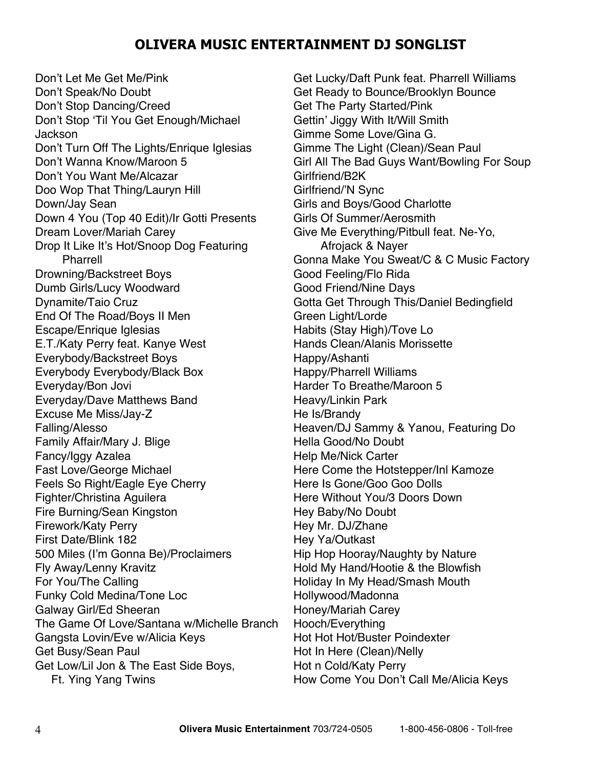# OLIVERA MUSIC ENTERTAINMENT DJ SONGLIST

Don't Let Me Get Me/Pink
Don't Speak/No Doubt
Don't Stop Dancing/Creed
Don't Stop 'Til You Get Enough/Michael Jackson
Don't Turn Off The Lights/Enrique Iglesias
Don't Wanna Know/Maroon 5
Don't You Want Me/Alcazar
Doo Wop That Thing/Lauryn Hill
Down/Jay Sean
Down 4 You (Top 40 Edit)/Ir Gotti Presents
Dream Lover/Mariah Carey
Drop It Like It's Hot/Snoop Dog Featuring Pharrell
Drowning/Backstreet Boys
Dumb Girls/Lucy Woodward
Dynamite/Taio Cruz
End Of The Road/Boys II Men
Escape/Enrique Iglesias
E.T./Katy Perry feat. Kanye West
Everybody/Backstreet Boys
Everybody Everybody/Black Box
Everyday/Bon Jovi
Everyday/Dave Matthews Band
Excuse Me Miss/Jay-Z
Falling/Alesso
Family Affair/Mary J. Blige
Fancy/Iggy Azalea
Fast Love/George Michael
Feels So Right/Eagle Eye Cherry
Fighter/Christina Aguilera
Fire Burning/Sean Kingston
Firework/Katy Perry
First Date/Blink 182
500 Miles (I'm Gonna Be)/Proclaimers
Fly Away/Lenny Kravitz
For You/The Calling
Funky Cold Medina/Tone Loc
Galway Girl/Ed Sheeran
The Game Of Love/Santana w/Michelle Branch
Gangsta Lovin/Eve w/Alicia Keys
Get Busy/Sean Paul
Get Low/Lil Jon & The East Side Boys, Ft. Ying Yang Twins
Get Lucky/Daft Punk feat. Pharrell Williams
Get Ready to Bounce/Brooklyn Bounce
Get The Party Started/Pink
Gettin' Jiggy With It/Will Smith
Gimme Some Love/Gina G.
Gimme The Light (Clean)/Sean Paul
Girl All The Bad Guys Want/Bowling For Soup
Girlfriend/B2K
Girlfriend/'N Sync
Girls and Boys/Good Charlotte
Girls Of Summer/Aerosmith
Give Me Everything/Pitbull feat. Ne-Yo, Afrojack & Nayer
Gonna Make You Sweat/C & C Music Factory
Good Feeling/Flo Rida
Good Friend/Nine Days
Gotta Get Through This/Daniel Bedingfield
Green Light/Lorde
Habits (Stay High)/Tove Lo
Hands Clean/Alanis Morissette
Happy/Ashanti
Happy/Pharrell Williams
Harder To Breathe/Maroon 5
Heavy/Linkin Park
He Is/Brandy
Heaven/DJ Sammy & Yanou, Featuring Do
Hella Good/No Doubt
Help Me/Nick Carter
Here Come the Hotstepper/Inl Kamoze
Here Is Gone/Goo Goo Dolls
Here Without You/3 Doors Down
Hey Baby/No Doubt
Hey Mr. DJ/Zhane
Hey Ya/Outkast
Hip Hop Hooray/Naughty by Nature
Hold My Hand/Hootie & the Blowfish
Holiday In My Head/Smash Mouth
Hollywood/Madonna
Honey/Mariah Carey
Hooch/Everything
Hot Hot Hot/Buster Poindexter
Hot In Here (Clean)/Nelly
Hot n Cold/Katy Perry
How Come You Don't Call Me/Alicia Keys

**Olivera Music Entertainment** 703/724-0505 1-800-456-0806 - Toll-free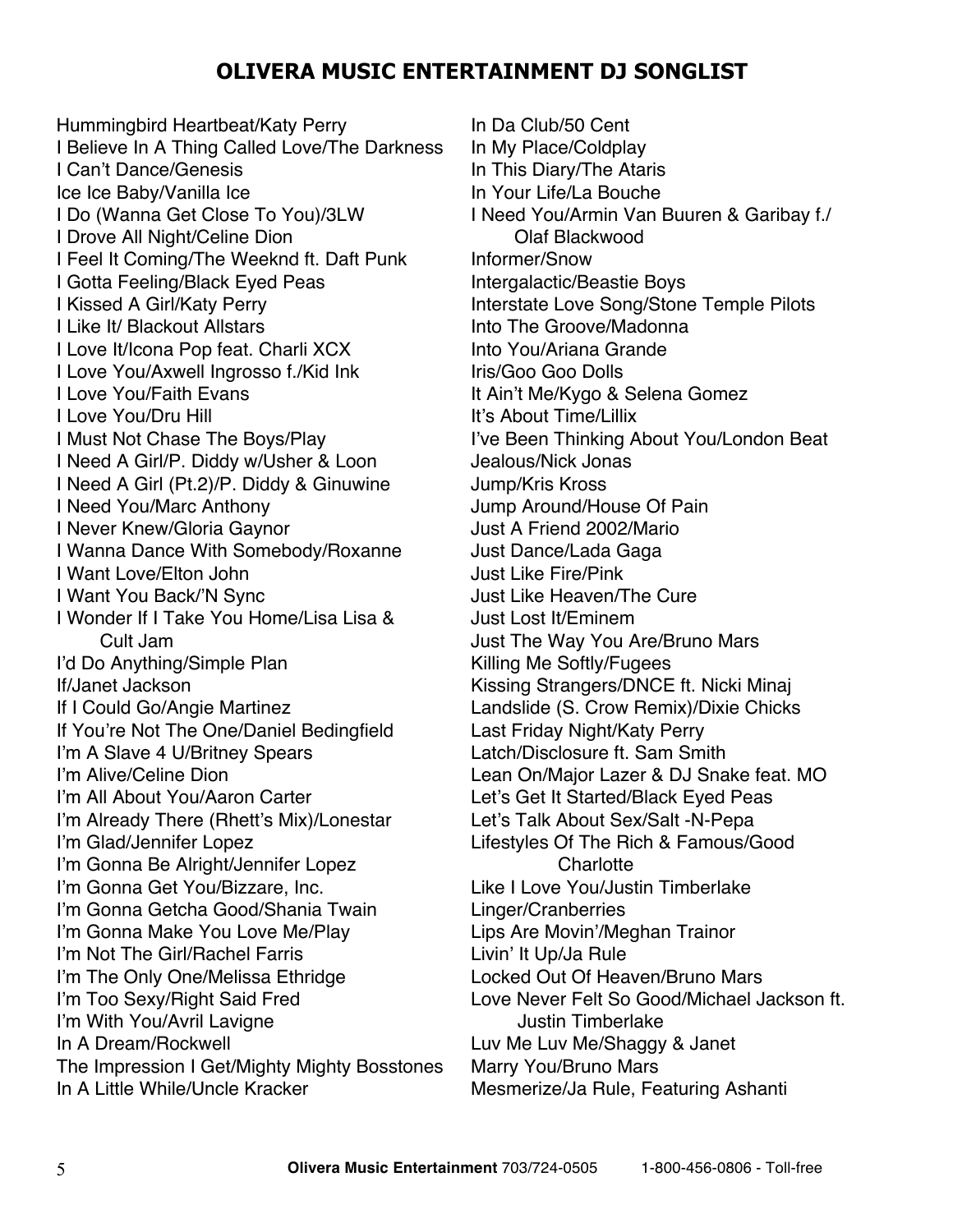# OLIVERA MUSIC ENTERTAINMENT DJ SONGLIST

Hummingbird Heartbeat/Katy Perry
I Believe In A Thing Called Love/The Darkness
I Can't Dance/Genesis
Ice Ice Baby/Vanilla Ice
I Do (Wanna Get Close To You)/3LW
I Drove All Night/Celine Dion
I Feel It Coming/The Weeknd ft. Daft Punk
I Gotta Feeling/Black Eyed Peas
I Kissed A Girl/Katy Perry
I Like It/ Blackout Allstars
I Love It/Icona Pop feat. Charli XCX
I Love You/Axwell Ingrosso f./Kid Ink
I Love You/Faith Evans
I Love You/Dru Hill
I Must Not Chase The Boys/Play
I Need A Girl/P. Diddy w/Usher & Loon
I Need A Girl (Pt.2)/P. Diddy & Ginuwine
I Need You/Marc Anthony
I Never Knew/Gloria Gaynor
I Wanna Dance With Somebody/Roxanne
I Want Love/Elton John
I Want You Back/'N Sync
I Wonder If I Take You Home/Lisa Lisa & Cult Jam
I'd Do Anything/Simple Plan
If/Janet Jackson
If I Could Go/Angie Martinez
If You're Not The One/Daniel Bedingfield
I'm A Slave 4 U/Britney Spears
I'm Alive/Celine Dion
I'm All About You/Aaron Carter
I'm Already There (Rhett's Mix)/Lonestar
I'm Glad/Jennifer Lopez
I'm Gonna Be Alright/Jennifer Lopez
I'm Gonna Get You/Bizzare, Inc.
I'm Gonna Getcha Good/Shania Twain
I'm Gonna Make You Love Me/Play
I'm Not The Girl/Rachel Farris
I'm The Only One/Melissa Ethridge
I'm Too Sexy/Right Said Fred
I'm With You/Avril Lavigne
In A Dream/Rockwell
The Impression I Get/Mighty Mighty Bosstones
In A Little While/Uncle Kracker
In Da Club/50 Cent
In My Place/Coldplay
In This Diary/The Ataris
In Your Life/La Bouche
I Need You/Armin Van Buuren & Garibay f./ Olaf Blackwood
Informer/Snow
Intergalactic/Beastie Boys
Interstate Love Song/Stone Temple Pilots
Into The Groove/Madonna
Into You/Ariana Grande
Iris/Goo Goo Dolls
It Ain't Me/Kygo & Selena Gomez
It's About Time/Lillix
I've Been Thinking About You/London Beat
Jealous/Nick Jonas
Jump/Kris Kross
Jump Around/House Of Pain
Just A Friend 2002/Mario
Just Dance/Lada Gaga
Just Like Fire/Pink
Just Like Heaven/The Cure
Just Lost It/Eminem
Just The Way You Are/Bruno Mars
Killing Me Softly/Fugees
Kissing Strangers/DNCE ft. Nicki Minaj
Landslide (S. Crow Remix)/Dixie Chicks
Last Friday Night/Katy Perry
Latch/Disclosure ft. Sam Smith
Lean On/Major Lazer & DJ Snake feat. MO
Let's Get It Started/Black Eyed Peas
Let's Talk About Sex/Salt -N-Pepa
Lifestyles Of The Rich & Famous/Good Charlotte
Like I Love You/Justin Timberlake
Linger/Cranberries
Lips Are Movin'/Meghan Trainor
Livin' It Up/Ja Rule
Locked Out Of Heaven/Bruno Mars
Love Never Felt So Good/Michael Jackson ft. Justin Timberlake
Luv Me Luv Me/Shaggy & Janet
Marry You/Bruno Mars
Mesmerize/Ja Rule, Featuring Ashanti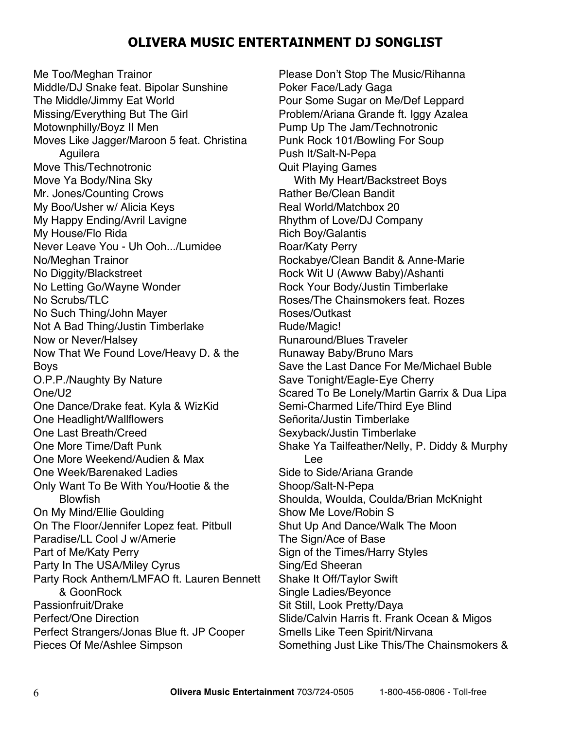# OLIVERA MUSIC ENTERTAINMENT DJ SONGLIST

Me Too/Meghan Trainor
Middle/DJ Snake feat. Bipolar Sunshine
The Middle/Jimmy Eat World
Missing/Everything But The Girl
Motownphilly/Boyz II Men
Moves Like Jagger/Maroon 5 feat. Christina Aguilera
Move This/Technotronic
Move Ya Body/Nina Sky
Mr. Jones/Counting Crows
My Boo/Usher w/ Alicia Keys
My Happy Ending/Avril Lavigne
My House/Flo Rida
Never Leave You - Uh Ooh.../Lumidee
No/Meghan Trainor
No Diggity/Blackstreet
No Letting Go/Wayne Wonder
No Scrubs/TLC
No Such Thing/John Mayer
Not A Bad Thing/Justin Timberlake
Now or Never/Halsey
Now That We Found Love/Heavy D. & the Boys
O.P.P./Naughty By Nature
One/U2
One Dance/Drake feat. Kyla & WizKid
One Headlight/Wallflowers
One Last Breath/Creed
One More Time/Daft Punk
One More Weekend/Audien & Max
One Week/Barenaked Ladies
Only Want To Be With You/Hootie & the Blowfish
On My Mind/Ellie Goulding
On The Floor/Jennifer Lopez feat. Pitbull
Paradise/LL Cool J w/Amerie
Part of Me/Katy Perry
Party In The USA/Miley Cyrus
Party Rock Anthem/LMFAO ft. Lauren Bennett & GoonRock
Passionfruit/Drake
Perfect/One Direction
Perfect Strangers/Jonas Blue ft. JP Cooper
Pieces Of Me/Ashlee Simpson
Please Don't Stop The Music/Rihanna
Poker Face/Lady Gaga
Pour Some Sugar on Me/Def Leppard
Problem/Ariana Grande ft. Iggy Azalea
Pump Up The Jam/Technotronic
Punk Rock 101/Bowling For Soup
Push It/Salt-N-Pepa
Quit Playing Games With My Heart/Backstreet Boys
Rather Be/Clean Bandit
Real World/Matchbox 20
Rhythm of Love/DJ Company
Rich Boy/Galantis
Roar/Katy Perry
Rockabye/Clean Bandit & Anne-Marie
Rock Wit U (Awww Baby)/Ashanti
Rock Your Body/Justin Timberlake
Roses/The Chainsmokers feat. Rozes
Roses/Outkast
Rude/Magic!
Runaround/Blues Traveler
Runaway Baby/Bruno Mars
Save the Last Dance For Me/Michael Buble
Save Tonight/Eagle-Eye Cherry
Scared To Be Lonely/Martin Garrix & Dua Lipa
Semi-Charmed Life/Third Eye Blind
Señorita/Justin Timberlake
Sexyback/Justin Timberlake
Shake Ya Tailfeather/Nelly, P. Diddy & Murphy Lee
Side to Side/Ariana Grande
Shoop/Salt-N-Pepa
Shoulda, Woulda, Coulda/Brian McKnight
Show Me Love/Robin S
Shut Up And Dance/Walk The Moon
The Sign/Ace of Base
Sign of the Times/Harry Styles
Sing/Ed Sheeran
Shake It Off/Taylor Swift
Single Ladies/Beyonce
Sit Still, Look Pretty/Daya
Slide/Calvin Harris ft. Frank Ocean & Migos
Smells Like Teen Spirit/Nirvana
Something Just Like This/The Chainsmokers &

**Olivera Music Entertainment** 703/724-0505 1-800-456-0806 - Toll-free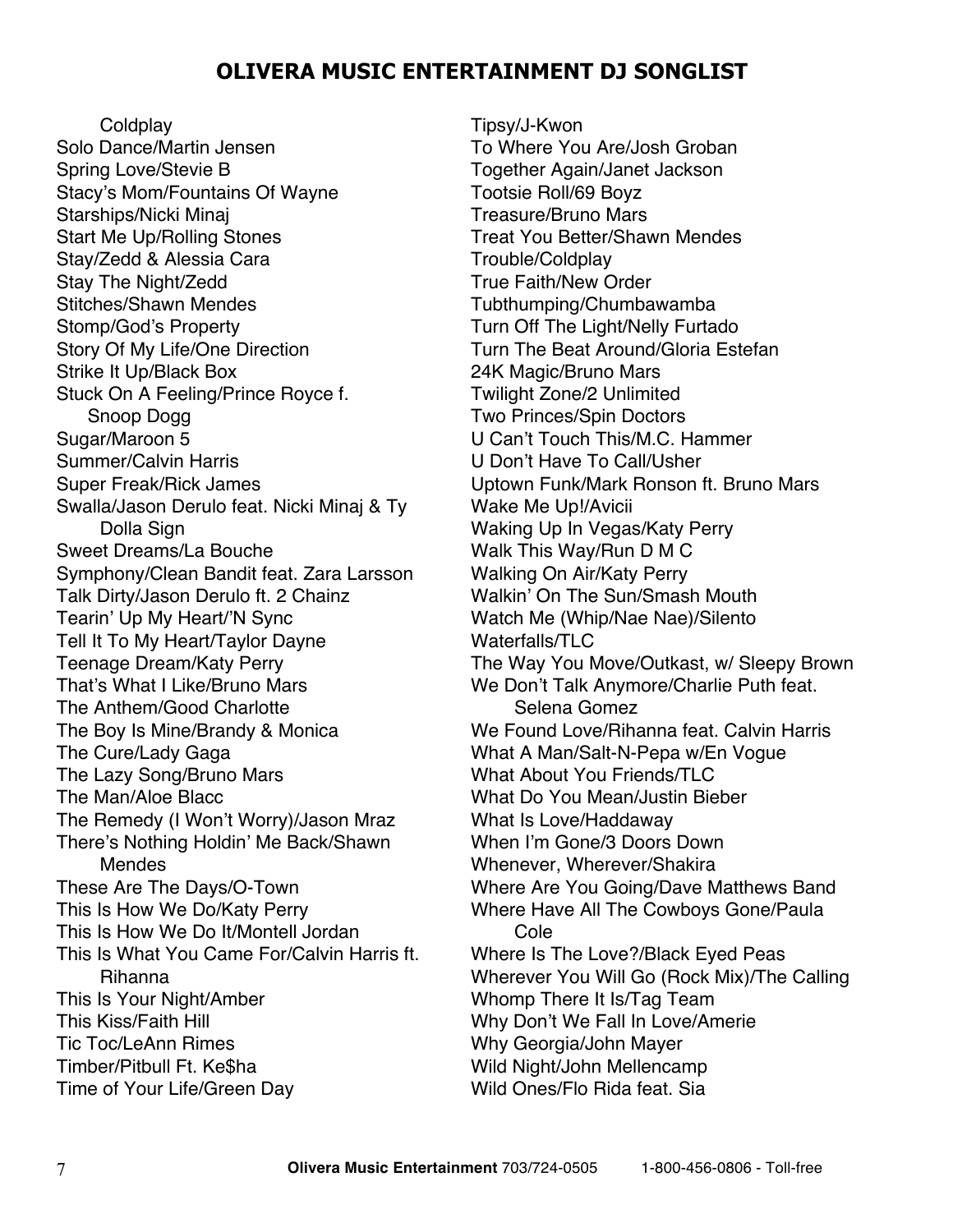# OLIVERA MUSIC ENTERTAINMENT DJ SONGLIST

Coldplay
Solo Dance/Martin Jensen
Spring Love/Stevie B
Stacy's Mom/Fountains Of Wayne
Starships/Nicki Minaj
Start Me Up/Rolling Stones
Stay/Zedd & Alessia Cara
Stay The Night/Zedd
Stitches/Shawn Mendes
Stomp/God's Property
Story Of My Life/One Direction
Strike It Up/Black Box
Stuck On A Feeling/Prince Royce f. Snoop Dogg
Sugar/Maroon 5
Summer/Calvin Harris
Super Freak/Rick James
Swalla/Jason Derulo feat. Nicki Minaj & Ty Dolla Sign
Sweet Dreams/La Bouche
Symphony/Clean Bandit feat. Zara Larsson
Talk Dirty/Jason Derulo ft. 2 Chainz
Tearin' Up My Heart/'N Sync
Tell It To My Heart/Taylor Dayne
Teenage Dream/Katy Perry
That's What I Like/Bruno Mars
The Anthem/Good Charlotte
The Boy Is Mine/Brandy & Monica
The Cure/Lady Gaga
The Lazy Song/Bruno Mars
The Man/Aloe Blacc
The Remedy (I Won't Worry)/Jason Mraz
There's Nothing Holdin' Me Back/Shawn Mendes
These Are The Days/O-Town
This Is How We Do/Katy Perry
This Is How We Do It/Montell Jordan
This Is What You Came For/Calvin Harris ft. Rihanna
This Is Your Night/Amber
This Kiss/Faith Hill
Tic Toc/LeAnn Rimes
Timber/Pitbull Ft. Ke$ha
Time of Your Life/Green Day
Tipsy/J-Kwon
To Where You Are/Josh Groban
Together Again/Janet Jackson
Tootsie Roll/69 Boyz
Treasure/Bruno Mars
Treat You Better/Shawn Mendes
Trouble/Coldplay
True Faith/New Order
Tubthumping/Chumbawamba
Turn Off The Light/Nelly Furtado
Turn The Beat Around/Gloria Estefan
24K Magic/Bruno Mars
Twilight Zone/2 Unlimited
Two Princes/Spin Doctors
U Can't Touch This/M.C. Hammer
U Don't Have To Call/Usher
Uptown Funk/Mark Ronson ft. Bruno Mars
Wake Me Up!/Avicii
Waking Up In Vegas/Katy Perry
Walk This Way/Run D M C
Walking On Air/Katy Perry
Walkin' On The Sun/Smash Mouth
Watch Me (Whip/Nae Nae)/Silento
Waterfalls/TLC
The Way You Move/Outkast, w/ Sleepy Brown
We Don't Talk Anymore/Charlie Puth feat. Selena Gomez
We Found Love/Rihanna feat. Calvin Harris
What A Man/Salt-N-Pepa w/En Vogue
What About You Friends/TLC
What Do You Mean/Justin Bieber
What Is Love/Haddaway
When I'm Gone/3 Doors Down
Whenever, Wherever/Shakira
Where Are You Going/Dave Matthews Band
Where Have All The Cowboys Gone/Paula Cole
Where Is The Love?/Black Eyed Peas
Wherever You Will Go (Rock Mix)/The Calling
Whomp There It Is/Tag Team
Why Don't We Fall In Love/Amerie
Why Georgia/John Mayer
Wild Night/John Mellencamp
Wild Ones/Flo Rida feat. Sia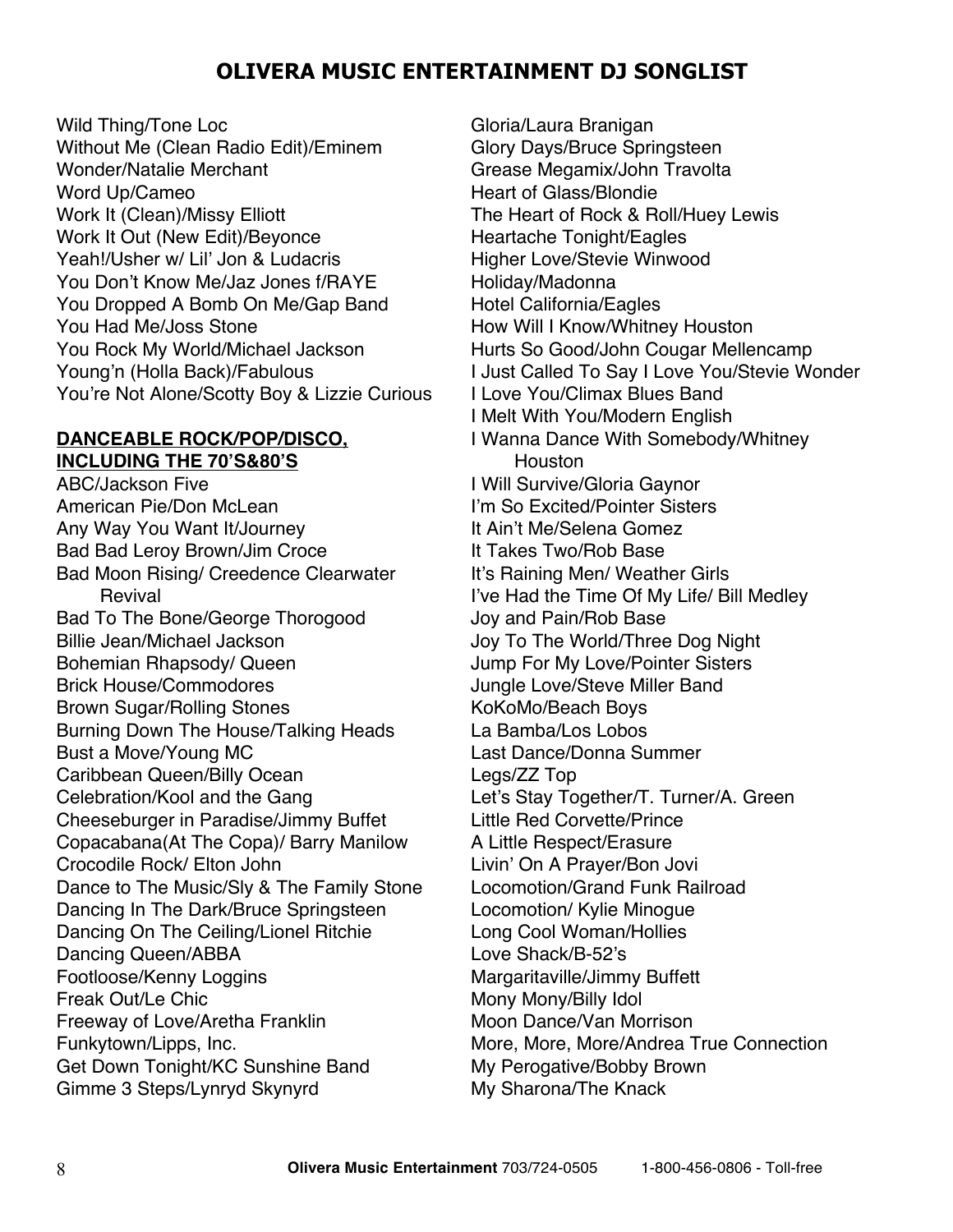# OLIVERA MUSIC ENTERTAINMENT DJ SONGLIST

Wild Thing/Tone Loc
Without Me (Clean Radio Edit)/Eminem
Wonder/Natalie Merchant
Word Up/Cameo
Work It (Clean)/Missy Elliott
Work It Out (New Edit)/Beyonce
Yeah!/Usher w/ Lil' Jon & Ludacris
You Don't Know Me/Jaz Jones f/RAYE
You Dropped A Bomb On Me/Gap Band
You Had Me/Joss Stone
You Rock My World/Michael Jackson
Young'n (Holla Back)/Fabulous
You're Not Alone/Scotty Boy & Lizzie Curious

**DANCEABLE ROCK/POP/DISCO, INCLUDING THE 70'S&80'S**

ABC/Jackson Five
American Pie/Don McLean
Any Way You Want It/Journey
Bad Bad Leroy Brown/Jim Croce
Bad Moon Rising/ Creedence Clearwater Revival
Bad To The Bone/George Thorogood
Billie Jean/Michael Jackson
Bohemian Rhapsody/ Queen
Brick House/Commodores
Brown Sugar/Rolling Stones
Burning Down The House/Talking Heads
Bust a Move/Young MC
Caribbean Queen/Billy Ocean
Celebration/Kool and the Gang
Cheeseburger in Paradise/Jimmy Buffet
Copacabana(At The Copa)/ Barry Manilow
Crocodile Rock/ Elton John
Dance to The Music/Sly & The Family Stone
Dancing In The Dark/Bruce Springsteen
Dancing On The Ceiling/Lionel Ritchie
Dancing Queen/ABBA
Footloose/Kenny Loggins
Freak Out/Le Chic
Freeway of Love/Aretha Franklin
Funkytown/Lipps, Inc.
Get Down Tonight/KC Sunshine Band
Gimme 3 Steps/Lynryd Skynyrd
Gloria/Laura Branigan
Glory Days/Bruce Springsteen
Grease Megamix/John Travolta
Heart of Glass/Blondie
The Heart of Rock & Roll/Huey Lewis
Heartache Tonight/Eagles
Higher Love/Stevie Winwood
Holiday/Madonna
Hotel California/Eagles
How Will I Know/Whitney Houston
Hurts So Good/John Cougar Mellencamp
I Just Called To Say I Love You/Stevie Wonder
I Love You/Climax Blues Band
I Melt With You/Modern English
I Wanna Dance With Somebody/Whitney Houston
I Will Survive/Gloria Gaynor
I'm So Excited/Pointer Sisters
It Ain't Me/Selena Gomez
It Takes Two/Rob Base
It's Raining Men/ Weather Girls
I've Had the Time Of My Life/ Bill Medley
Joy and Pain/Rob Base
Joy To The World/Three Dog Night
Jump For My Love/Pointer Sisters
Jungle Love/Steve Miller Band
KoKoMo/Beach Boys
La Bamba/Los Lobos
Last Dance/Donna Summer
Legs/ZZ Top
Let's Stay Together/T. Turner/A. Green
Little Red Corvette/Prince
A Little Respect/Erasure
Livin' On A Prayer/Bon Jovi
Locomotion/Grand Funk Railroad
Locomotion/ Kylie Minogue
Long Cool Woman/Hollies
Love Shack/B-52's
Margaritaville/Jimmy Buffett
Mony Mony/Billy Idol
Moon Dance/Van Morrison
More, More, More/Andrea True Connection
My Perogative/Bobby Brown
My Sharona/The Knack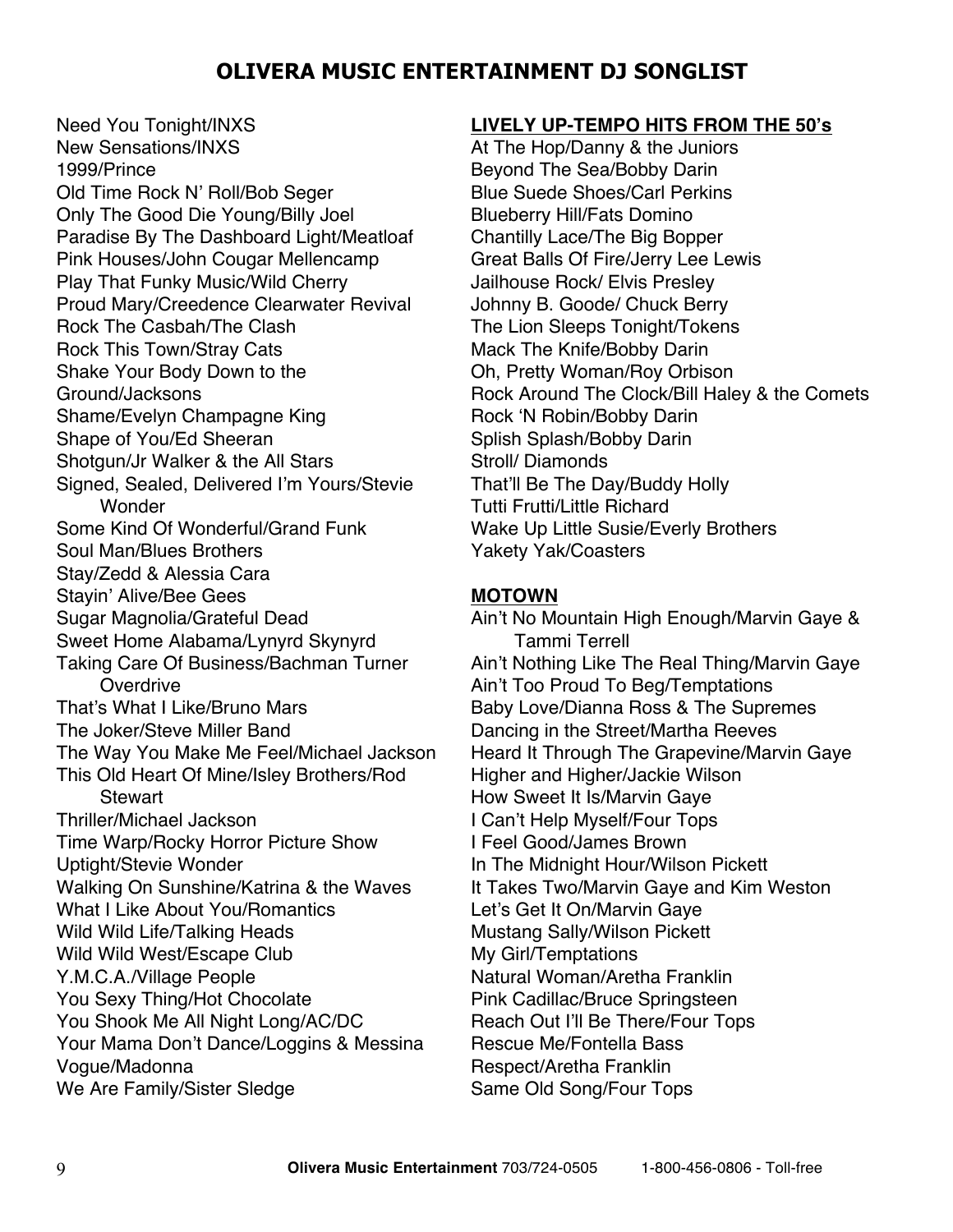# OLIVERA MUSIC ENTERTAINMENT DJ SONGLIST

Need You Tonight/INXS
New Sensations/INXS
1999/Prince
Old Time Rock N' Roll/Bob Seger
Only The Good Die Young/Billy Joel
Paradise By The Dashboard Light/Meatloaf
Pink Houses/John Cougar Mellencamp
Play That Funky Music/Wild Cherry
Proud Mary/Creedence Clearwater Revival
Rock The Casbah/The Clash
Rock This Town/Stray Cats
Shake Your Body Down to the Ground/Jacksons
Shame/Evelyn Champagne King
Shape of You/Ed Sheeran
Shotgun/Jr Walker & the All Stars
Signed, Sealed, Delivered I'm Yours/Stevie Wonder
Some Kind Of Wonderful/Grand Funk
Soul Man/Blues Brothers
Stay/Zedd & Alessia Cara
Stayin' Alive/Bee Gees
Sugar Magnolia/Grateful Dead
Sweet Home Alabama/Lynyrd Skynyrd
Taking Care Of Business/Bachman Turner Overdrive
That's What I Like/Bruno Mars
The Joker/Steve Miller Band
The Way You Make Me Feel/Michael Jackson
This Old Heart Of Mine/Isley Brothers/Rod Stewart
Thriller/Michael Jackson
Time Warp/Rocky Horror Picture Show
Uptight/Stevie Wonder
Walking On Sunshine/Katrina & the Waves
What I Like About You/Romantics
Wild Wild Life/Talking Heads
Wild Wild West/Escape Club
Y.M.C.A./Village People
You Sexy Thing/Hot Chocolate
You Shook Me All Night Long/AC/DC
Your Mama Don't Dance/Loggins & Messina
Vogue/Madonna
We Are Family/Sister Sledge

## LIVELY UP-TEMPO HITS FROM THE 50's

At The Hop/Danny & the Juniors
Beyond The Sea/Bobby Darin
Blue Suede Shoes/Carl Perkins
Blueberry Hill/Fats Domino
Chantilly Lace/The Big Bopper
Great Balls Of Fire/Jerry Lee Lewis
Jailhouse Rock/ Elvis Presley
Johnny B. Goode/ Chuck Berry
The Lion Sleeps Tonight/Tokens
Mack The Knife/Bobby Darin
Oh, Pretty Woman/Roy Orbison
Rock Around The Clock/Bill Haley & the Comets
Rock 'N Robin/Bobby Darin
Splish Splash/Bobby Darin
Stroll/ Diamonds
That'll Be The Day/Buddy Holly
Tutti Frutti/Little Richard
Wake Up Little Susie/Everly Brothers
Yakety Yak/Coasters

## MOTOWN

Ain't No Mountain High Enough/Marvin Gaye & Tammi Terrell
Ain't Nothing Like The Real Thing/Marvin Gaye
Ain't Too Proud To Beg/Temptations
Baby Love/Dianna Ross & The Supremes
Dancing in the Street/Martha Reeves
Heard It Through The Grapevine/Marvin Gaye
Higher and Higher/Jackie Wilson
How Sweet It Is/Marvin Gaye
I Can't Help Myself/Four Tops
I Feel Good/James Brown
In The Midnight Hour/Wilson Pickett
It Takes Two/Marvin Gaye and Kim Weston
Let's Get It On/Marvin Gaye
Mustang Sally/Wilson Pickett
My Girl/Temptations
Natural Woman/Aretha Franklin
Pink Cadillac/Bruce Springsteen
Reach Out I'll Be There/Four Tops
Rescue Me/Fontella Bass
Respect/Aretha Franklin
Same Old Song/Four Tops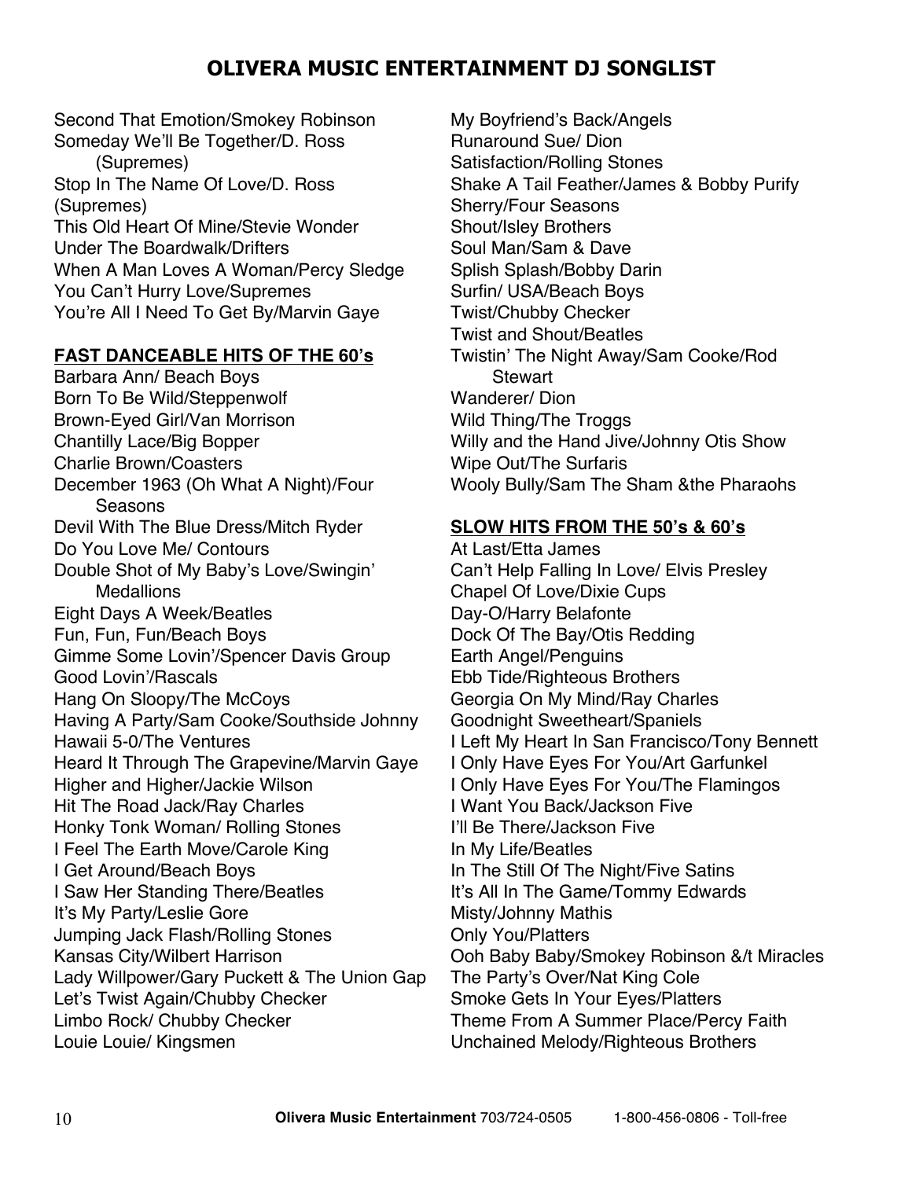# OLIVERA MUSIC ENTERTAINMENT DJ SONGLIST

Second That Emotion/Smokey Robinson
Someday We'll Be Together/D. Ross (Supremes)
Stop In The Name Of Love/D. Ross (Supremes)
This Old Heart Of Mine/Stevie Wonder
Under The Boardwalk/Drifters
When A Man Loves A Woman/Percy Sledge
You Can't Hurry Love/Supremes
You're All I Need To Get By/Marvin Gaye

## FAST DANCEABLE HITS OF THE 60's

Barbara Ann/ Beach Boys
Born To Be Wild/Steppenwolf
Brown-Eyed Girl/Van Morrison
Chantilly Lace/Big Bopper
Charlie Brown/Coasters
December 1963 (Oh What A Night)/Four Seasons
Devil With The Blue Dress/Mitch Ryder
Do You Love Me/ Contours
Double Shot of My Baby's Love/Swingin' Medallions
Eight Days A Week/Beatles
Fun, Fun, Fun/Beach Boys
Gimme Some Lovin'/Spencer Davis Group
Good Lovin'/Rascals
Hang On Sloopy/The McCoys
Having A Party/Sam Cooke/Southside Johnny
Hawaii 5-0/The Ventures
Heard It Through The Grapevine/Marvin Gaye
Higher and Higher/Jackie Wilson
Hit The Road Jack/Ray Charles
Honky Tonk Woman/ Rolling Stones
I Feel The Earth Move/Carole King
I Get Around/Beach Boys
I Saw Her Standing There/Beatles
It's My Party/Leslie Gore
Jumping Jack Flash/Rolling Stones
Kansas City/Wilbert Harrison
Lady Willpower/Gary Puckett & The Union Gap
Let's Twist Again/Chubby Checker
Limbo Rock/ Chubby Checker
Louie Louie/ Kingsmen
My Boyfriend's Back/Angels
Runaround Sue/ Dion
Satisfaction/Rolling Stones
Shake A Tail Feather/James & Bobby Purify
Sherry/Four Seasons
Shout/Isley Brothers
Soul Man/Sam & Dave
Splish Splash/Bobby Darin
Surfin/ USA/Beach Boys
Twist/Chubby Checker
Twist and Shout/Beatles
Twistin' The Night Away/Sam Cooke/Rod Stewart
Wanderer/ Dion
Wild Thing/The Troggs
Willy and the Hand Jive/Johnny Otis Show
Wipe Out/The Surfaris
Wooly Bully/Sam The Sham &the Pharaohs

## SLOW HITS FROM THE 50's & 60's

At Last/Etta James
Can't Help Falling In Love/ Elvis Presley
Chapel Of Love/Dixie Cups
Day-O/Harry Belafonte
Dock Of The Bay/Otis Redding
Earth Angel/Penguins
Ebb Tide/Righteous Brothers
Georgia On My Mind/Ray Charles
Goodnight Sweetheart/Spaniels
I Left My Heart In San Francisco/Tony Bennett
I Only Have Eyes For You/Art Garfunkel
I Only Have Eyes For You/The Flamingos
I Want You Back/Jackson Five
I'll Be There/Jackson Five
In My Life/Beatles
In The Still Of The Night/Five Satins
It's All In The Game/Tommy Edwards
Misty/Johnny Mathis
Only You/Platters
Ooh Baby Baby/Smokey Robinson &/t Miracles
The Party's Over/Nat King Cole
Smoke Gets In Your Eyes/Platters
Theme From A Summer Place/Percy Faith
Unchained Melody/Righteous Brothers

**Olivera Music Entertainment** 703/724-0505 1-800-456-0806 - Toll-free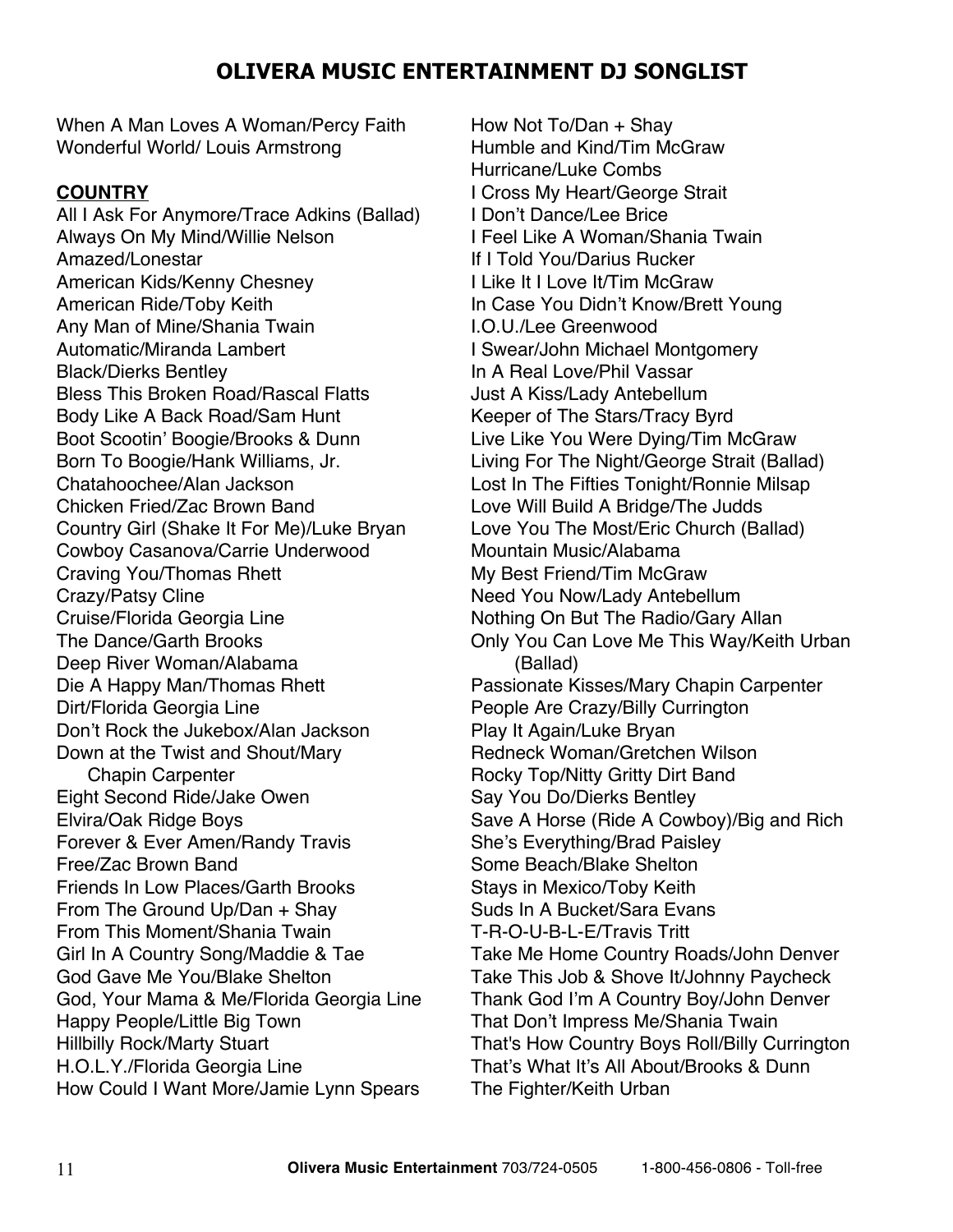# OLIVERA MUSIC ENTERTAINMENT DJ SONGLIST

When A Man Loves A Woman/Percy Faith
Wonderful World/ Louis Armstrong

**COUNTRY**

All I Ask For Anymore/Trace Adkins (Ballad)
Always On My Mind/Willie Nelson
Amazed/Lonestar
American Kids/Kenny Chesney
American Ride/Toby Keith
Any Man of Mine/Shania Twain
Automatic/Miranda Lambert
Black/Dierks Bentley
Bless This Broken Road/Rascal Flatts
Body Like A Back Road/Sam Hunt
Boot Scootin' Boogie/Brooks & Dunn
Born To Boogie/Hank Williams, Jr.
Chatahoochee/Alan Jackson
Chicken Fried/Zac Brown Band
Country Girl (Shake It For Me)/Luke Bryan
Cowboy Casanova/Carrie Underwood
Craving You/Thomas Rhett
Crazy/Patsy Cline
Cruise/Florida Georgia Line
The Dance/Garth Brooks
Deep River Woman/Alabama
Die A Happy Man/Thomas Rhett
Dirt/Florida Georgia Line
Don't Rock the Jukebox/Alan Jackson
Down at the Twist and Shout/Mary Chapin Carpenter
Eight Second Ride/Jake Owen
Elvira/Oak Ridge Boys
Forever & Ever Amen/Randy Travis
Free/Zac Brown Band
Friends In Low Places/Garth Brooks
From The Ground Up/Dan + Shay
From This Moment/Shania Twain
Girl In A Country Song/Maddie & Tae
God Gave Me You/Blake Shelton
God, Your Mama & Me/Florida Georgia Line
Happy People/Little Big Town
Hillbilly Rock/Marty Stuart
H.O.L.Y./Florida Georgia Line
How Could I Want More/Jamie Lynn Spears
How Not To/Dan + Shay
Humble and Kind/Tim McGraw
Hurricane/Luke Combs
I Cross My Heart/George Strait
I Don't Dance/Lee Brice
I Feel Like A Woman/Shania Twain
If I Told You/Darius Rucker
I Like It I Love It/Tim McGraw
In Case You Didn't Know/Brett Young
I.O.U./Lee Greenwood
I Swear/John Michael Montgomery
In A Real Love/Phil Vassar
Just A Kiss/Lady Antebellum
Keeper of The Stars/Tracy Byrd
Live Like You Were Dying/Tim McGraw
Living For The Night/George Strait (Ballad)
Lost In The Fifties Tonight/Ronnie Milsap
Love Will Build A Bridge/The Judds
Love You The Most/Eric Church (Ballad)
Mountain Music/Alabama
My Best Friend/Tim McGraw
Need You Now/Lady Antebellum
Nothing On But The Radio/Gary Allan
Only You Can Love Me This Way/Keith Urban (Ballad)
Passionate Kisses/Mary Chapin Carpenter
People Are Crazy/Billy Currington
Play It Again/Luke Bryan
Redneck Woman/Gretchen Wilson
Rocky Top/Nitty Gritty Dirt Band
Say You Do/Dierks Bentley
Save A Horse (Ride A Cowboy)/Big and Rich
She's Everything/Brad Paisley
Some Beach/Blake Shelton
Stays in Mexico/Toby Keith
Suds In A Bucket/Sara Evans
T-R-O-U-B-L-E/Travis Tritt
Take Me Home Country Roads/John Denver
Take This Job & Shove It/Johnny Paycheck
Thank God I'm A Country Boy/John Denver
That Don't Impress Me/Shania Twain
That's How Country Boys Roll/Billy Currington
That's What It's All About/Brooks & Dunn
The Fighter/Keith Urban

**Olivera Music Entertainment** 703/724-0505 1-800-456-0806 - Toll-free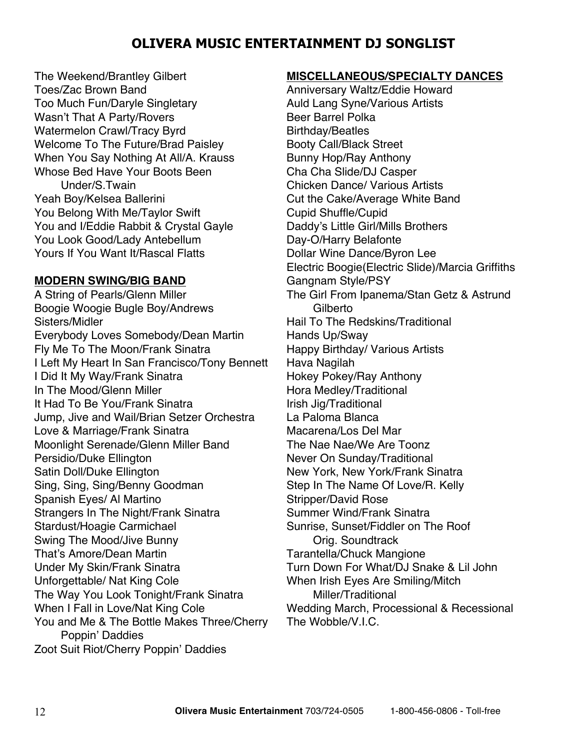# OLIVERA MUSIC ENTERTAINMENT DJ SONGLIST

The Weekend/Brantley Gilbert
Toes/Zac Brown Band
Too Much Fun/Daryle Singletary
Wasn't That A Party/Rovers
Watermelon Crawl/Tracy Byrd
Welcome To The Future/Brad Paisley
When You Say Nothing At All/A. Krauss
Whose Bed Have Your Boots Been Under/S.Twain
Yeah Boy/Kelsea Ballerini
You Belong With Me/Taylor Swift
You and I/Eddie Rabbit & Crystal Gayle
You Look Good/Lady Antebellum
Yours If You Want It/Rascal Flatts

**MODERN SWING/BIG BAND**

A String of Pearls/Glenn Miller
Boogie Woogie Bugle Boy/Andrews Sisters/Midler
Everybody Loves Somebody/Dean Martin
Fly Me To The Moon/Frank Sinatra
I Left My Heart In San Francisco/Tony Bennett
I Did It My Way/Frank Sinatra
In The Mood/Glenn Miller
It Had To Be You/Frank Sinatra
Jump, Jive and Wail/Brian Setzer Orchestra
Love & Marriage/Frank Sinatra
Moonlight Serenade/Glenn Miller Band
Persidio/Duke Ellington
Satin Doll/Duke Ellington
Sing, Sing, Sing/Benny Goodman
Spanish Eyes/ Al Martino
Strangers In The Night/Frank Sinatra
Stardust/Hoagie Carmichael
Swing The Mood/Jive Bunny
That's Amore/Dean Martin
Under My Skin/Frank Sinatra
Unforgettable/ Nat King Cole
The Way You Look Tonight/Frank Sinatra
When I Fall in Love/Nat King Cole
You and Me & The Bottle Makes Three/Cherry Poppin' Daddies
Zoot Suit Riot/Cherry Poppin' Daddies

**MISCELLANEOUS/SPECIALTY DANCES**

Anniversary Waltz/Eddie Howard
Auld Lang Syne/Various Artists
Beer Barrel Polka
Birthday/Beatles
Booty Call/Black Street
Bunny Hop/Ray Anthony
Cha Cha Slide/DJ Casper
Chicken Dance/ Various Artists
Cut the Cake/Average White Band
Cupid Shuffle/Cupid
Daddy's Little Girl/Mills Brothers
Day-O/Harry Belafonte
Dollar Wine Dance/Byron Lee
Electric Boogie(Electric Slide)/Marcia Griffiths
Gangnam Style/PSY
The Girl From Ipanema/Stan Getz & Astrund Gilberto
Hail To The Redskins/Traditional
Hands Up/Sway
Happy Birthday/ Various Artists
Hava Nagilah
Hokey Pokey/Ray Anthony
Hora Medley/Traditional
Irish Jig/Traditional
La Paloma Blanca
Macarena/Los Del Mar
The Nae Nae/We Are Toonz
Never On Sunday/Traditional
New York, New York/Frank Sinatra
Step In The Name Of Love/R. Kelly
Stripper/David Rose
Summer Wind/Frank Sinatra
Sunrise, Sunset/Fiddler on The Roof Orig. Soundtrack
Tarantella/Chuck Mangione
Turn Down For What/DJ Snake & Lil John
When Irish Eyes Are Smiling/Mitch Miller/Traditional
Wedding March, Processional & Recessional
The Wobble/V.I.C.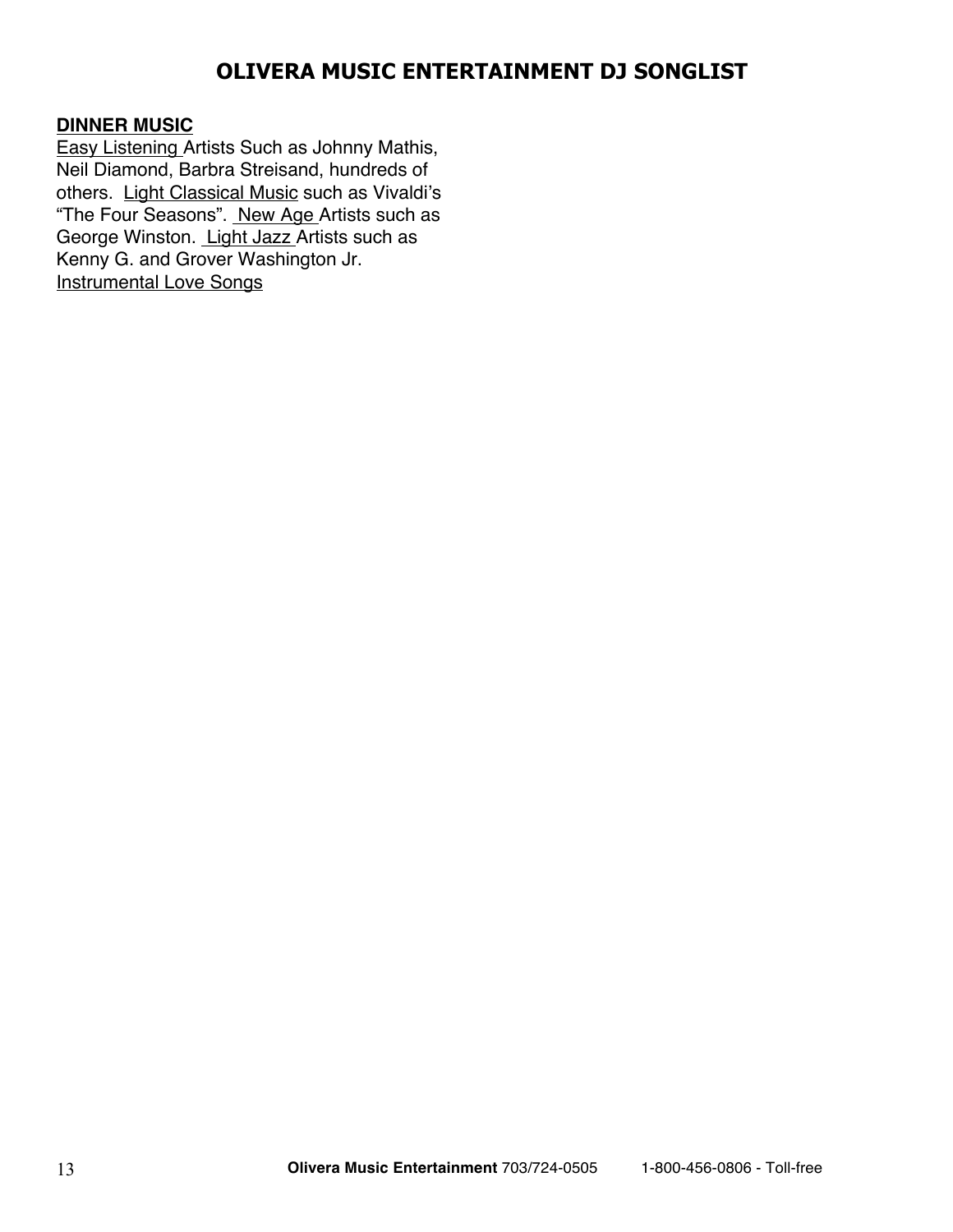# OLIVERA MUSIC ENTERTAINMENT DJ SONGLIST

**DINNER MUSIC**

Easy Listening Artists Such as Johnny Mathis, Neil Diamond, Barbra Streisand, hundreds of others. Light Classical Music such as Vivaldi's "The Four Seasons". New Age Artists such as George Winston. Light Jazz Artists such as Kenny G. and Grover Washington Jr.
Instrumental Love Songs